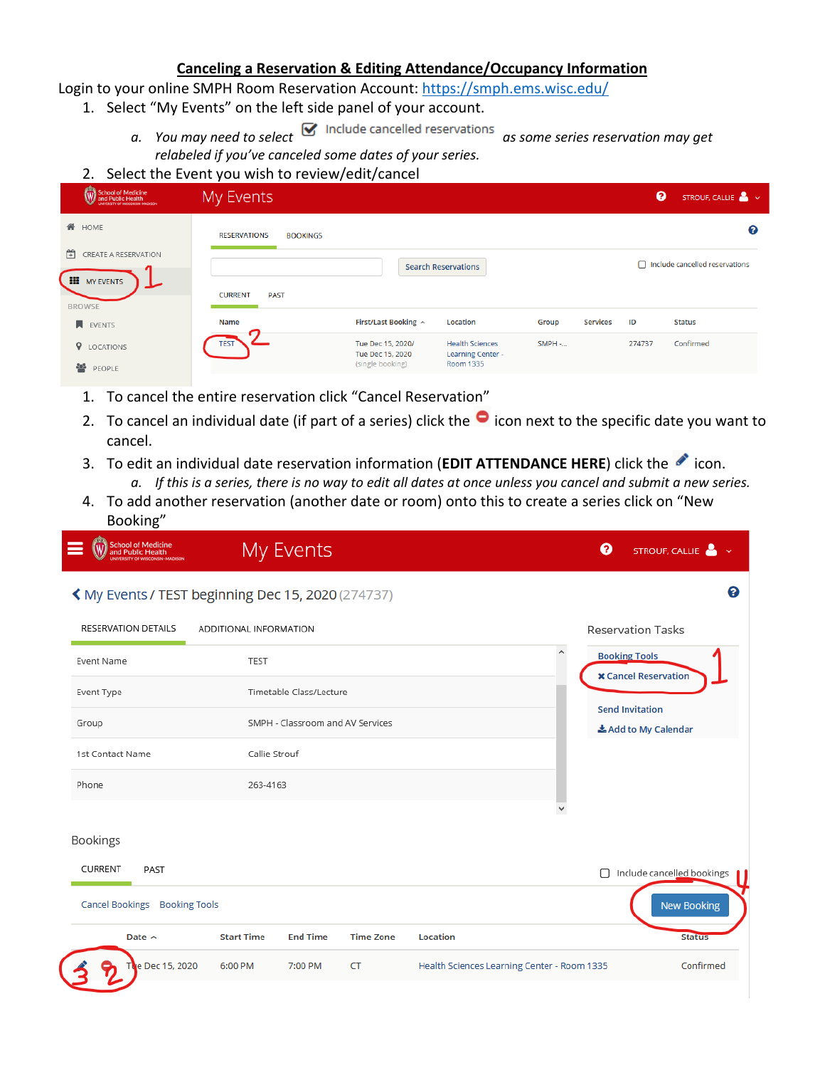## Canceling a Reservation & Editing Attendance/Occupancy Information

Login to your online SMPH Room Reservation Account: https://smph.ems.wisc.edu/

1. Select "My Events" on the left side panel of your account.
   a. *You may need to select* ☑ Include cancelled reservations *as some series reservation may get relabeled if you've canceled some dates of your series.*
2. Select the Event you wish to review/edit/cancel

1. To cancel the entire reservation click "Cancel Reservation"
2. To cancel an individual date (if part of a series) click the ⛔ icon next to the specific date you want to cancel.
3. To edit an individual date reservation information (**EDIT ATTENDANCE HERE**) click the ✏ icon.
   a. *If this is a series, there is no way to edit all dates at once unless you cancel and submit a new series.*
4. To add another reservation (another date or room) onto this to create a series click on "New Booking"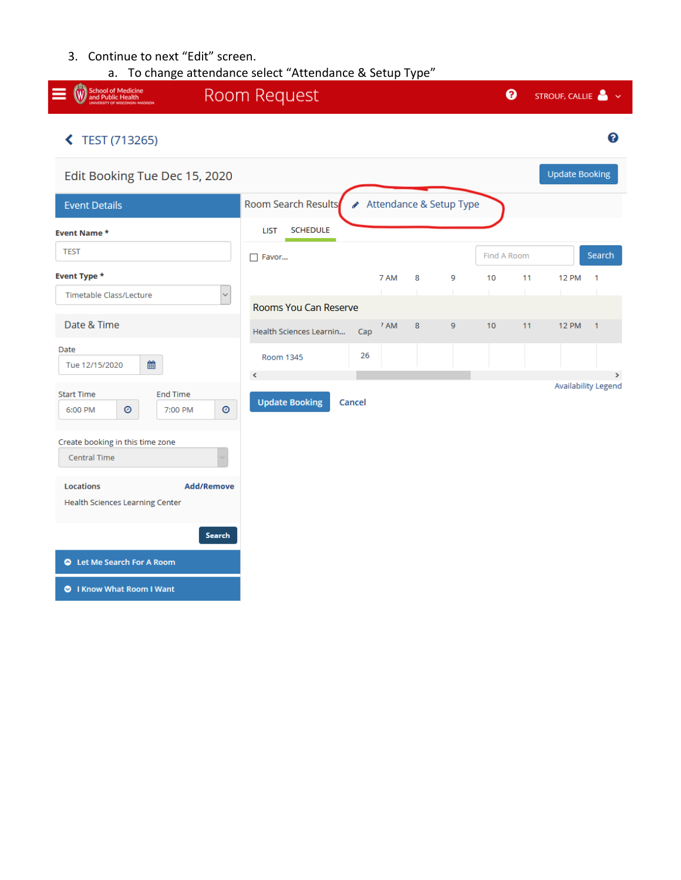3. Continue to next "Edit" screen.
    a. To change attendance select "Attendance & Setup Type"

Room Request

STROUF, CALLIE

TEST (713265)

Edit Booking Tue Dec 15, 2020

Update Booking

Event Details

Event Name *

TEST

Event Type *

Timetable Class/Lecture

Date & Time

Date

Tue 12/15/2020

Start Time

6:00 PM

End Time

7:00 PM

Create booking in this time zone

Central Time

Locations

Add/Remove

Health Sciences Learning Center

Search

Let Me Search For A Room

I Know What Room I Want

Room Search Results

Attendance & Setup Type

LIST

SCHEDULE

Favor...

Find A Room

Search

7 AM 8 9 10 11 12 PM 1

Rooms You Can Reserve

Health Sciences Learnin... Cap 7 AM 8 9 10 11 12 PM 1

Room 1345 26

Availability Legend

Update Booking

Cancel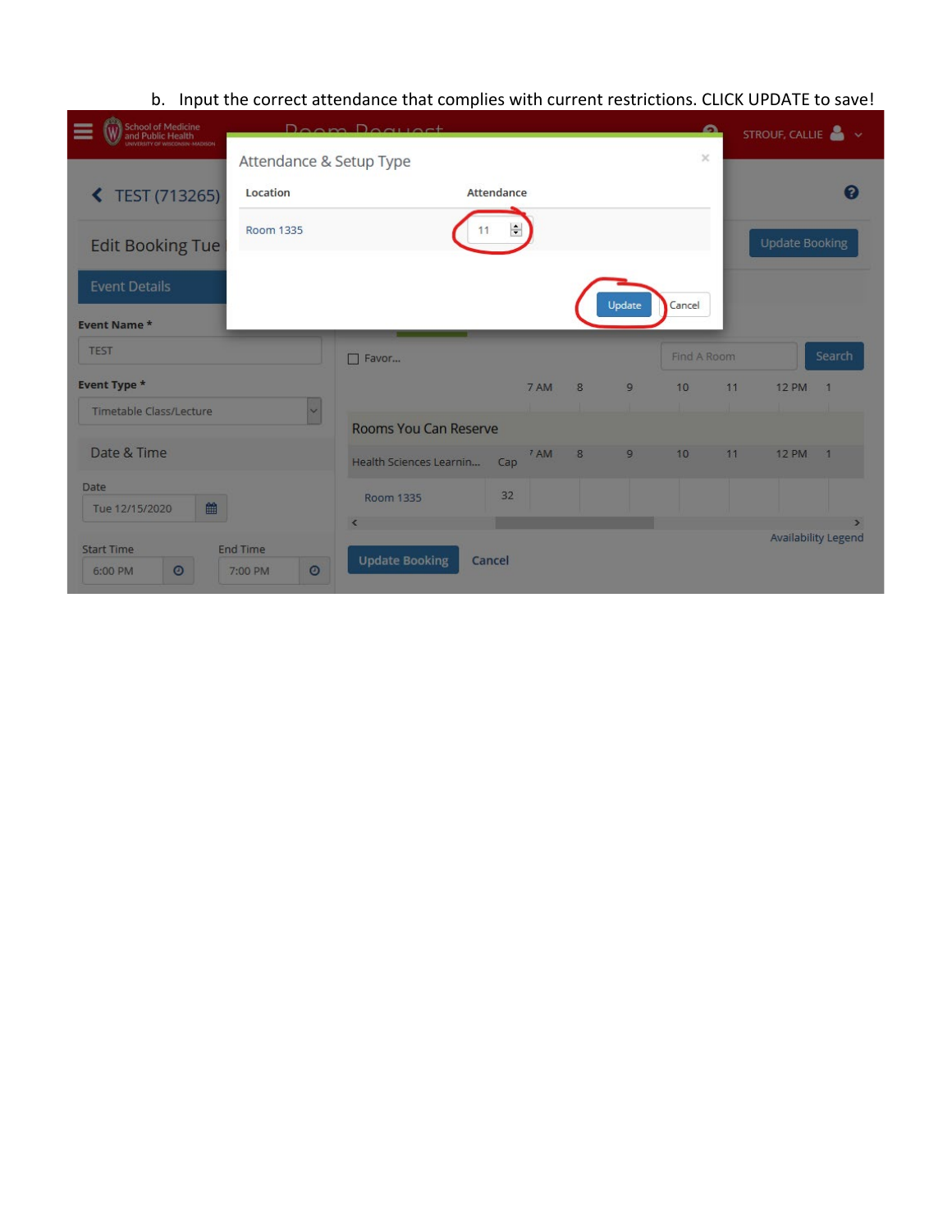b. Input the correct attendance that complies with current restrictions. CLICK UPDATE to save!

School of Medicine and Public Health
UNIVERSITY OF WISCONSIN–MADISON

Room Request

STROUF, CALLIE

TEST (713265)

Edit Booking Tue

Update Booking

Event Details

Event Name *

TEST

Event Type *

Timetable Class/Lecture

Date & Time

Date

Tue 12/15/2020

Start Time

6:00 PM

End Time

7:00 PM

Favor...

Find A Room

Search

7 AM 8 9 10 11 12 PM 1

Rooms You Can Reserve

| Health Sciences Learnin... | Cap | 7 AM | 8 | 9 | 10 | 11 | 12 PM | 1 |
|---|---|---|---|---|---|---|---|---|
| Room 1335 | 32 | | | | | | | |

Availability Legend

Update Booking Cancel

**Attendance & Setup Type**

| Location | Attendance |
|---|---|
| Room 1335 | 11 |

Update Cancel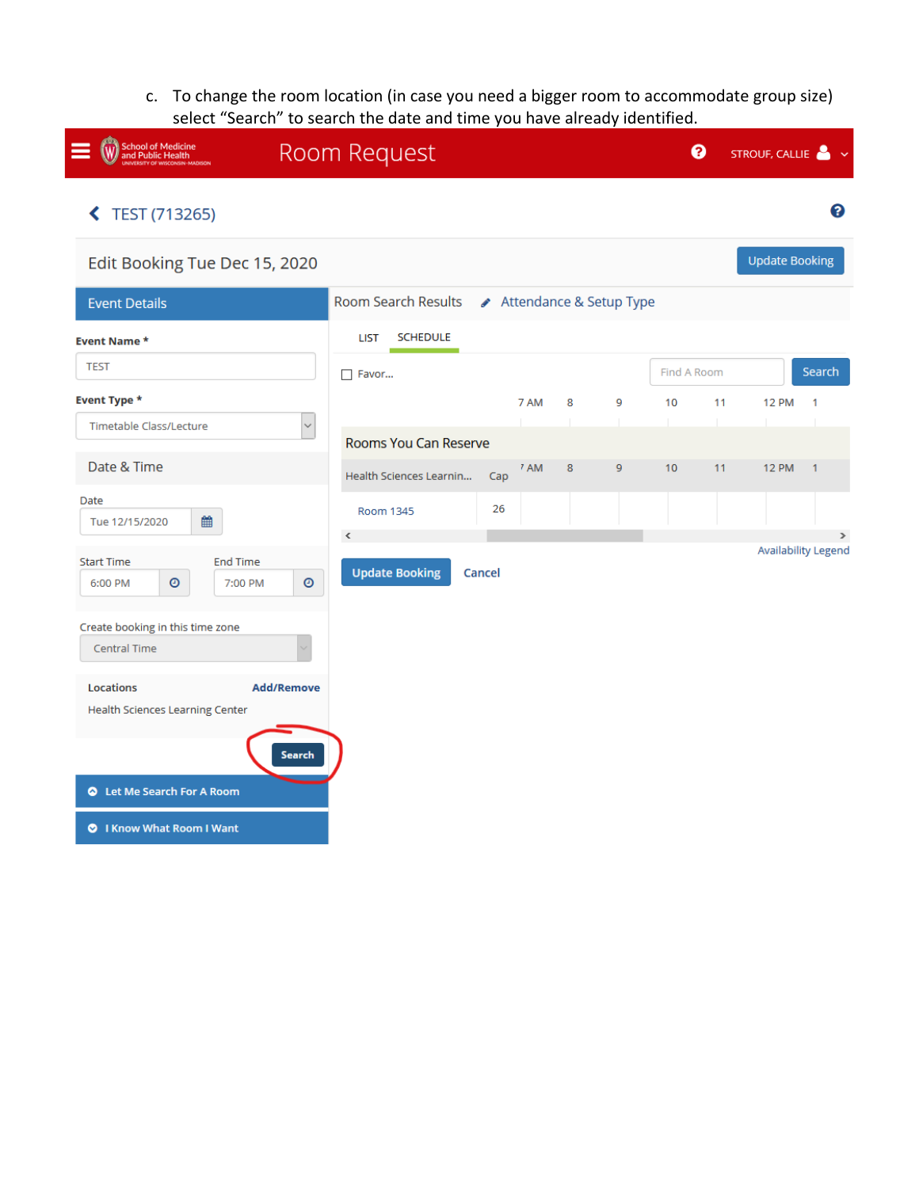c. To change the room location (in case you need a bigger room to accommodate group size) select "Search" to search the date and time you have already identified.

Room Request

STROUF, CALLIE

TEST (713265)

Edit Booking Tue Dec 15, 2020

Update Booking

Event Details

Event Name *

TEST

Event Type *

Timetable Class/Lecture

Date & Time

Date

Tue 12/15/2020

Start Time

6:00 PM

End Time

7:00 PM

Create booking in this time zone

Central Time

Locations

Add/Remove

Health Sciences Learning Center

Search

Let Me Search For A Room

I Know What Room I Want

Room Search Results

Attendance & Setup Type

LIST

SCHEDULE

Favor...

Find A Room

Search

7 AM 8 9 10 11 12 PM 1

Rooms You Can Reserve

| Health Sciences Learnin... | Cap | 7 AM | 8 | 9 | 10 | 11 | 12 PM | 1 |
|---|---|---|---|---|---|---|---|---|
| Room 1345 | 26 | | | | | | | |

Availability Legend

Update Booking

Cancel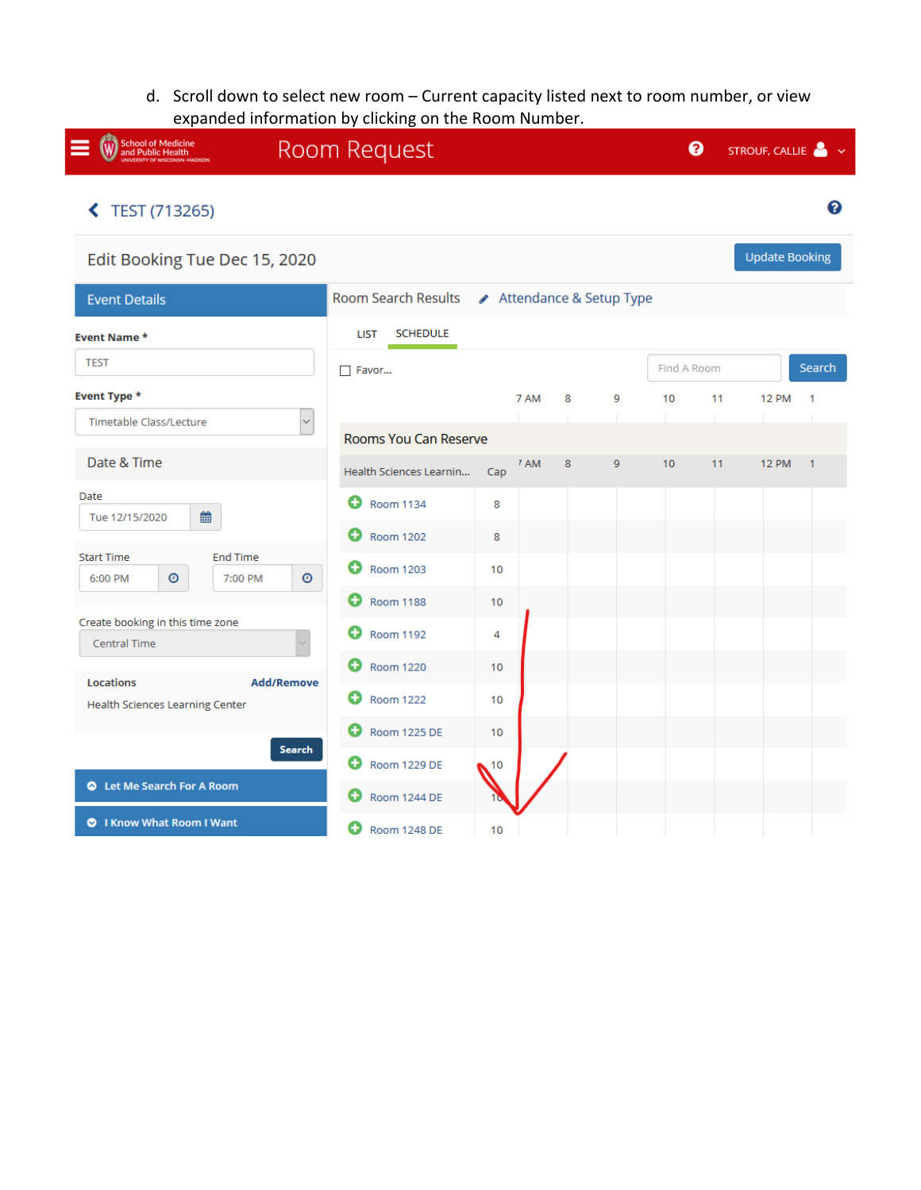d. Scroll down to select new room – Current capacity listed next to room number, or view expanded information by clicking on the Room Number.

Room Request

STROUF, CALLIE

TEST (713265)

Edit Booking Tue Dec 15, 2020

Update Booking

**Event Details**

**Event Name ***

TEST

**Event Type ***

Timetable Class/Lecture

Date & Time

Date

Tue 12/15/2020

Start Time

6:00 PM

End Time

7:00 PM

Create booking in this time zone

Central Time

Locations

Add/Remove

Health Sciences Learning Center

Search

Let Me Search For A Room

I Know What Room I Want

Room Search Results

Attendance & Setup Type

LIST

SCHEDULE

Favor...

Find A Room

Search

Rooms You Can Reserve

| Health Sciences Learnin... | Cap |
| --- | --- |
| Room 1134 | 8 |
| Room 1202 | 8 |
| Room 1203 | 10 |
| Room 1188 | 10 |
| Room 1192 | 4 |
| Room 1220 | 10 |
| Room 1222 | 10 |
| Room 1225 DE | 10 |
| Room 1229 DE | 10 |
| Room 1244 DE | 10 |
| Room 1248 DE | 10 |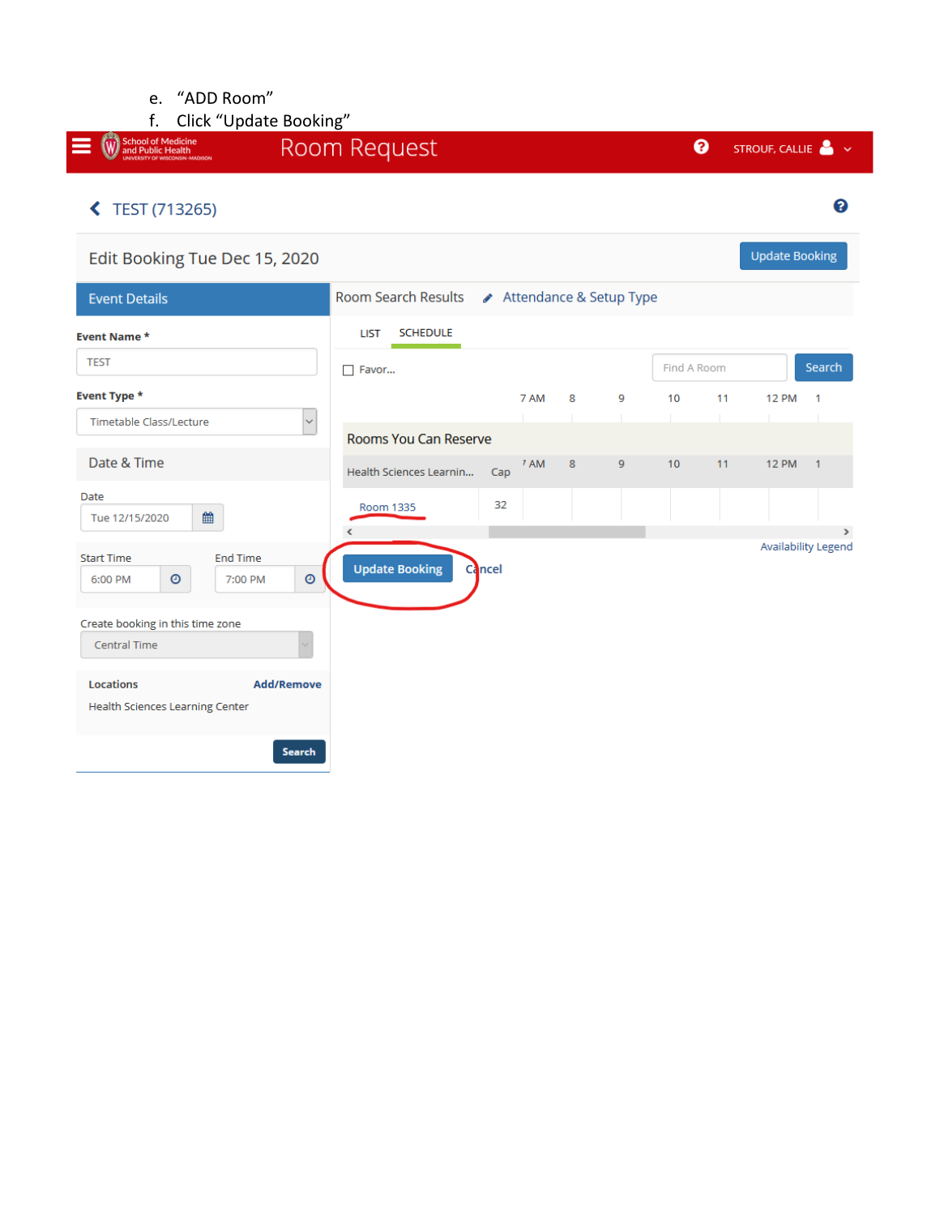e. "ADD Room"

f. Click "Update Booking"

Room Request

STROUF, CALLIE

TEST (713265)

Edit Booking Tue Dec 15, 2020

Update Booking

Event Details

Event Name *

TEST

Event Type *

Timetable Class/Lecture

Date & Time

Date

Tue 12/15/2020

Start Time

6:00 PM

End Time

7:00 PM

Create booking in this time zone

Central Time

Locations

Add/Remove

Health Sciences Learning Center

Search

Room Search Results

Attendance & Setup Type

LIST

SCHEDULE

Favor...

Find A Room

Search

7 AM 8 9 10 11 12 PM 1

Rooms You Can Reserve

Health Sciences Learnin... Cap 7 AM 8 9 10 11 12 PM 1

Room 1335 32

Availability Legend

Update Booking

Cancel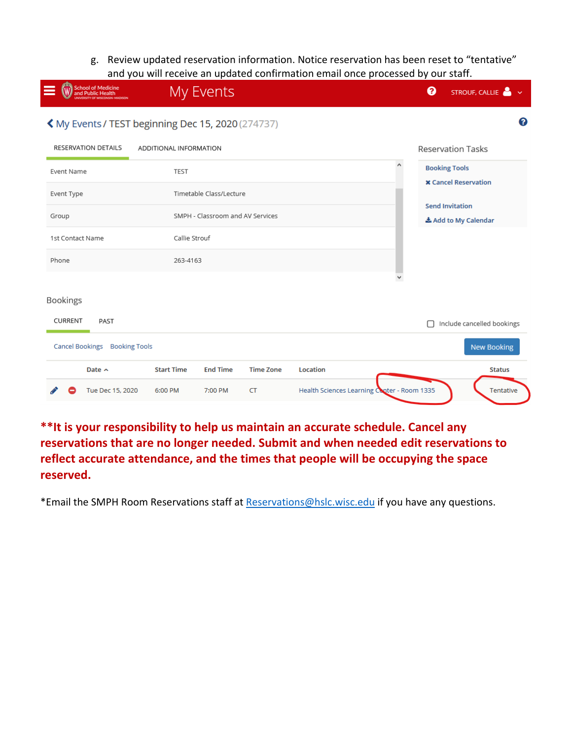g. Review updated reservation information. Notice reservation has been reset to “tentative” and you will receive an updated confirmation email once processed by our staff.

My Events

STROUF, CALLIE

My Events / TEST beginning Dec 15, 2020 (274737)

RESERVATION DETAILS | ADDITIONAL INFORMATION

| | |
|---|---|
| Event Name | TEST |
| Event Type | Timetable Class/Lecture |
| Group | SMPH - Classroom and AV Services |
| 1st Contact Name | Callie Strouf |
| Phone | 263-4163 |

Reservation Tasks

- Booking Tools
- Cancel Reservation
- Send Invitation
- Add to My Calendar

Bookings

CURRENT | PAST

Include cancelled bookings

Cancel Bookings | Booking Tools | New Booking

| Date | Start Time | End Time | Time Zone | Location | Status |
|---|---|---|---|---|---|
| Tue Dec 15, 2020 | 6:00 PM | 7:00 PM | CT | Health Sciences Learning Center - Room 1335 | Tentative |

****It is your responsibility to help us maintain an accurate schedule. Cancel any reservations that are no longer needed. Submit and when needed edit reservations to reflect accurate attendance, and the times that people will be occupying the space reserved.**

*Email the SMPH Room Reservations staff at Reservations@hslc.wisc.edu if you have any questions.